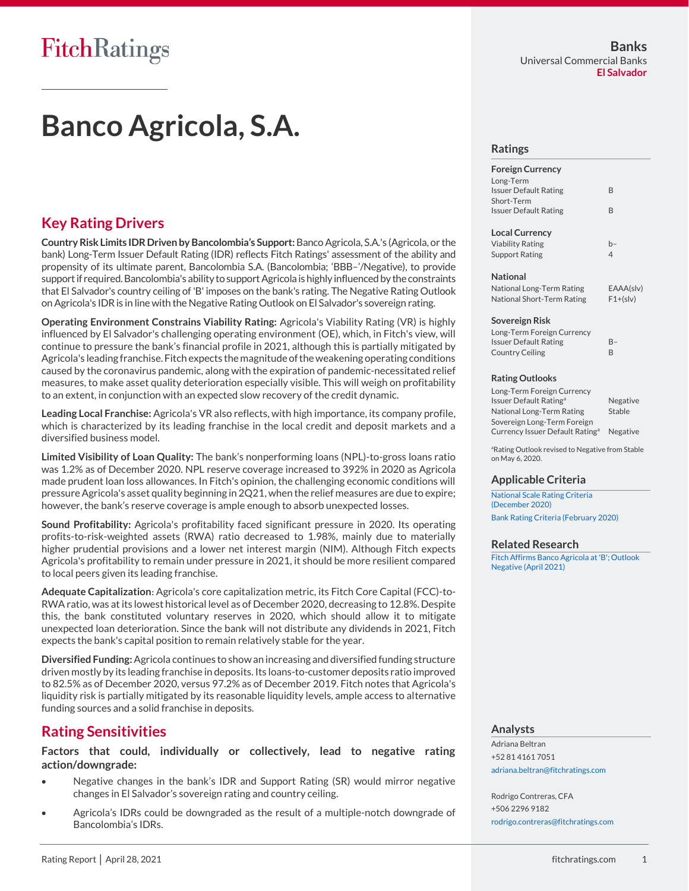FitchRatings

**Banks**
Universal Commercial Banks
**El Salvador**

# Banco Agricola, S.A.

## Key Rating Drivers

**Country Risk Limits IDR Driven by Bancolombia's Support:** Banco Agricola, S.A.'s (Agricola, or the bank) Long-Term Issuer Default Rating (IDR) reflects Fitch Ratings' assessment of the ability and propensity of its ultimate parent, Bancolombia S.A. (Bancolombia; 'BBB–'/Negative), to provide support if required. Bancolombia's ability to support Agricola is highly influenced by the constraints that El Salvador's country ceiling of 'B' imposes on the bank's rating. The Negative Rating Outlook on Agricola's IDR is in line with the Negative Rating Outlook on El Salvador's sovereign rating.

**Operating Environment Constrains Viability Rating:** Agricola's Viability Rating (VR) is highly influenced by El Salvador's challenging operating environment (OE), which, in Fitch's view, will continue to pressure the bank's financial profile in 2021, although this is partially mitigated by Agricola's leading franchise. Fitch expects the magnitude of the weakening operating conditions caused by the coronavirus pandemic, along with the expiration of pandemic-necessitated relief measures, to make asset quality deterioration especially visible. This will weigh on profitability to an extent, in conjunction with an expected slow recovery of the credit dynamic.

**Leading Local Franchise:** Agricola's VR also reflects, with high importance, its company profile, which is characterized by its leading franchise in the local credit and deposit markets and a diversified business model.

**Limited Visibility of Loan Quality:** The bank's nonperforming loans (NPL)-to-gross loans ratio was 1.2% as of December 2020. NPL reserve coverage increased to 392% in 2020 as Agricola made prudent loan loss allowances. In Fitch's opinion, the challenging economic conditions will pressure Agricola's asset quality beginning in 2Q21, when the relief measures are due to expire; however, the bank's reserve coverage is ample enough to absorb unexpected losses.

**Sound Profitability:** Agricola's profitability faced significant pressure in 2020. Its operating profits-to-risk-weighted assets (RWA) ratio decreased to 1.98%, mainly due to materially higher prudential provisions and a lower net interest margin (NIM). Although Fitch expects Agricola's profitability to remain under pressure in 2021, it should be more resilient compared to local peers given its leading franchise.

**Adequate Capitalization**: Agricola's core capitalization metric, its Fitch Core Capital (FCC)-to-RWA ratio, was at its lowest historical level as of December 2020, decreasing to 12.8%. Despite this, the bank constituted voluntary reserves in 2020, which should allow it to mitigate unexpected loan deterioration. Since the bank will not distribute any dividends in 2021, Fitch expects the bank's capital position to remain relatively stable for the year.

**Diversified Funding:** Agricola continues to show an increasing and diversified funding structure driven mostly by its leading franchise in deposits. Its loans-to-customer deposits ratio improved to 82.5% as of December 2020, versus 97.2% as of December 2019. Fitch notes that Agricola's liquidity risk is partially mitigated by its reasonable liquidity levels, ample access to alternative funding sources and a solid franchise in deposits.

## Rating Sensitivities

**Factors that could, individually or collectively, lead to negative rating action/downgrade:**

- Negative changes in the bank's IDR and Support Rating (SR) would mirror negative changes in El Salvador's sovereign rating and country ceiling.
- Agricola's IDRs could be downgraded as the result of a multiple-notch downgrade of Bancolombia's IDRs.

## Ratings

| | |
|---|---|
| **Foreign Currency** | |
| Long-Term Issuer Default Rating | B |
| Short-Term Issuer Default Rating | B |
| **Local Currency** | |
| Viability Rating | b– |
| Support Rating | 4 |
| **National** | |
| National Long-Term Rating | EAAA(slv) |
| National Short-Term Rating | F1+(slv) |
| **Sovereign Risk** | |
| Long-Term Foreign Currency Issuer Default Rating | B– |
| Country Ceiling | B |

## Rating Outlooks

| | |
|---|---|
| Long-Term Foreign Currency Issuer Default Rating[a] | Negative |
| National Long-Term Rating | Stable |
| Sovereign Long-Term Foreign Currency Issuer Default Rating[a] | Negative |

[a]Rating Outlook revised to Negative from Stable on May 6, 2020.

## Applicable Criteria

National Scale Rating Criteria (December 2020)

Bank Rating Criteria (February 2020)

## Related Research

Fitch Affirms Banco Agricola at 'B'; Outlook Negative (April 2021)

## Analysts

Adriana Beltran
+52 81 4161 7051
adriana.beltran@fitchratings.com

Rodrigo Contreras, CFA
+506 2296 9182
rodrigo.contreras@fitchratings.com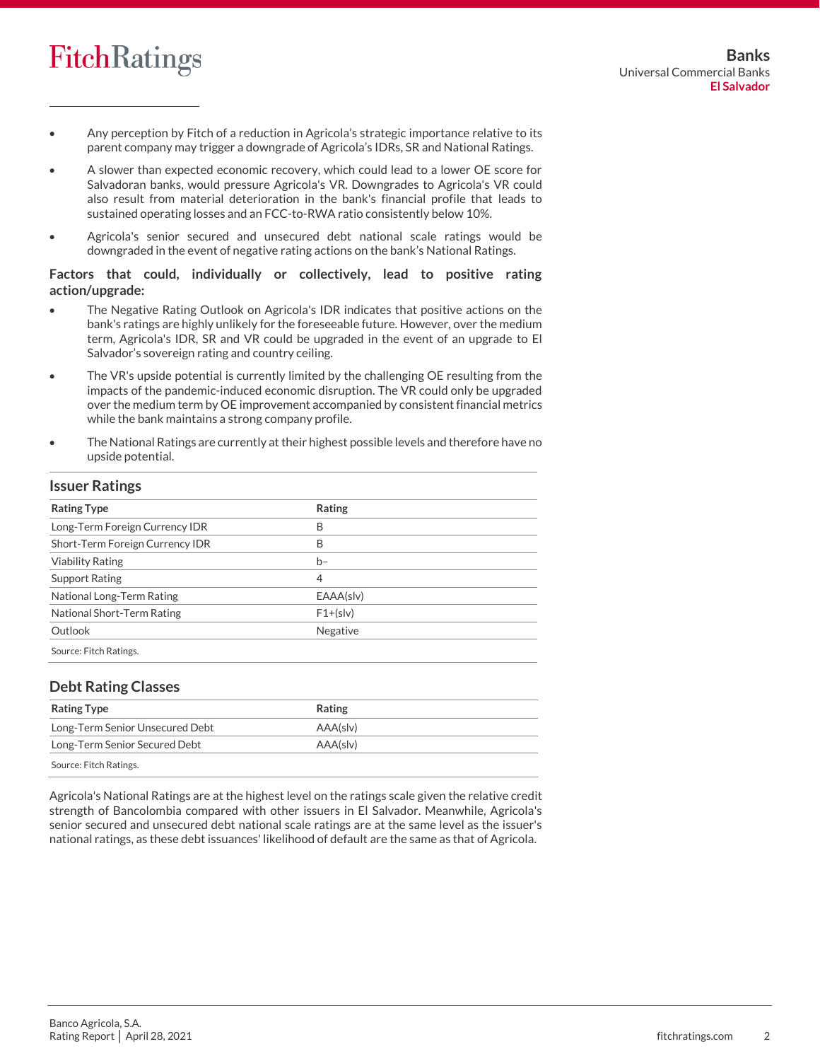- Any perception by Fitch of a reduction in Agricola's strategic importance relative to its parent company may trigger a downgrade of Agricola's IDRs, SR and National Ratings.
- A slower than expected economic recovery, which could lead to a lower OE score for Salvadoran banks, would pressure Agricola's VR. Downgrades to Agricola's VR could also result from material deterioration in the bank's financial profile that leads to sustained operating losses and an FCC-to-RWA ratio consistently below 10%.
- Agricola's senior secured and unsecured debt national scale ratings would be downgraded in the event of negative rating actions on the bank's National Ratings.

**Factors that could, individually or collectively, lead to positive rating action/upgrade:**

- The Negative Rating Outlook on Agricola's IDR indicates that positive actions on the bank's ratings are highly unlikely for the foreseeable future. However, over the medium term, Agricola's IDR, SR and VR could be upgraded in the event of an upgrade to El Salvador's sovereign rating and country ceiling.
- The VR's upside potential is currently limited by the challenging OE resulting from the impacts of the pandemic-induced economic disruption. The VR could only be upgraded over the medium term by OE improvement accompanied by consistent financial metrics while the bank maintains a strong company profile.
- The National Ratings are currently at their highest possible levels and therefore have no upside potential.

## Issuer Ratings

| Rating Type | Rating |
|---|---|
| Long-Term Foreign Currency IDR | B |
| Short-Term Foreign Currency IDR | B |
| Viability Rating | b– |
| Support Rating | 4 |
| National Long-Term Rating | EAAA(slv) |
| National Short-Term Rating | F1+(slv) |
| Outlook | Negative |

Source: Fitch Ratings.

## Debt Rating Classes

| Rating Type | Rating |
|---|---|
| Long-Term Senior Unsecured Debt | AAA(slv) |
| Long-Term Senior Secured Debt | AAA(slv) |

Source: Fitch Ratings.

Agricola's National Ratings are at the highest level on the ratings scale given the relative credit strength of Bancolombia compared with other issuers in El Salvador. Meanwhile, Agricola's senior secured and unsecured debt national scale ratings are at the same level as the issuer's national ratings, as these debt issuances' likelihood of default are the same as that of Agricola.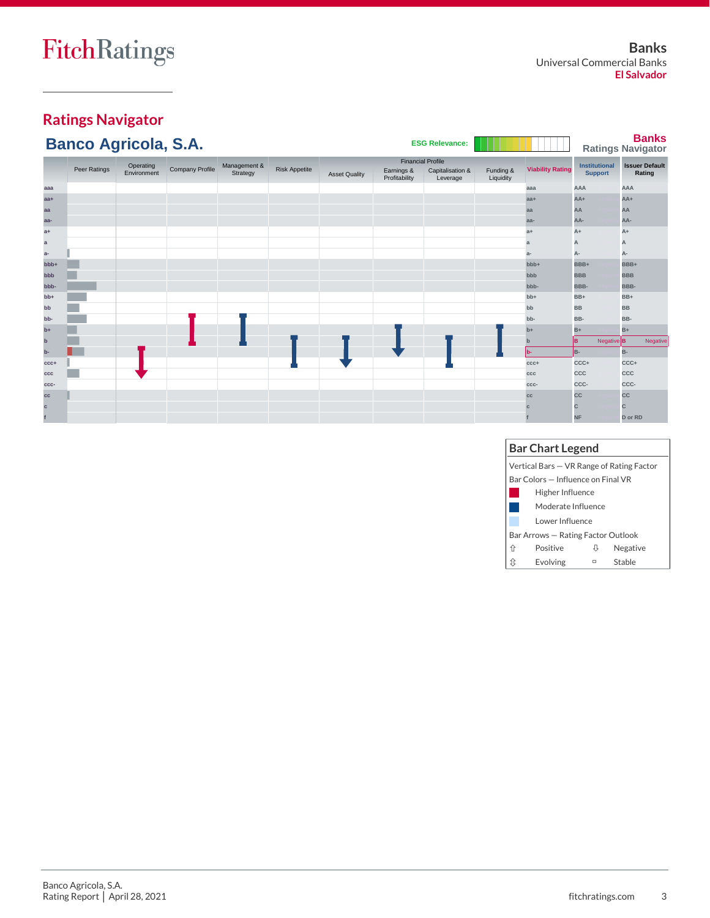## Ratings Navigator

### Banco Agricola, S.A.

ESG Relevance:

**Banks Ratings Navigator**

| | Peer Ratings | Operating Environment | Company Profile | Management & Strategy | Risk Appetite | Asset Quality | Financial Profile: Earnings & Profitability | Financial Profile: Capitalisation & Leverage | Funding & Liquidity | Viability Rating | Institutional Support | Issuer Default Rating |
|---|---|---|---|---|---|---|---|---|---|---|---|---|
| aaa | | | | | | | | | | aaa | AAA | AAA |
| aa+ | | | | | | | | | | aa+ | AA+ | AA+ |
| aa | | | | | | | | | | aa | AA | AA |
| aa- | | | | | | | | | | aa- | AA- | AA- |
| a+ | | | | | | | | | | a+ | A+ | A+ |
| a | | | | | | | | | | a | A | A |
| a- | | | | | | | | | | a- | A- | A- |
| bbb+ | | | | | | | | | | bbb+ | BBB+ | BBB+ |
| bbb | | | | | | | | | | bbb | BBB | BBB |
| bbb- | | | | | | | | | | bbb- | BBB- | BBB- |
| bb+ | | | | | | | | | | bb+ | BB+ | BB+ |
| bb | | | | | | | | | | bb | BB | BB |
| bb- | | | | | | | | | | bb- | BB- | BB- |
| b+ | | | | | | | | | | b+ | B+ | B+ |
| b | | | | | | | | | | b | B Negative | B Negative |
| b- | | | | | | | | | | b- | B- | B- |
| ccc+ | | | | | | | | | | ccc+ | CCC+ | CCC+ |
| ccc | | | | | | | | | | ccc | CCC | CCC |
| ccc- | | | | | | | | | | ccc- | CCC- | CCC- |
| cc | | | | | | | | | | cc | CC | CC |
| c | | | | | | | | | | c | C | C |
| f | | | | | | | | | | f | NF | D or RD |

**Bar Chart Legend**

Vertical Bars — VR Range of Rating Factor

Bar Colors — Influence on Final VR

- Higher Influence
- Moderate Influence
- Lower Influence

Bar Arrows — Rating Factor Outlook

- ⇧ Positive
- ⇩ Negative
- ⇳ Evolving
- ▫ Stable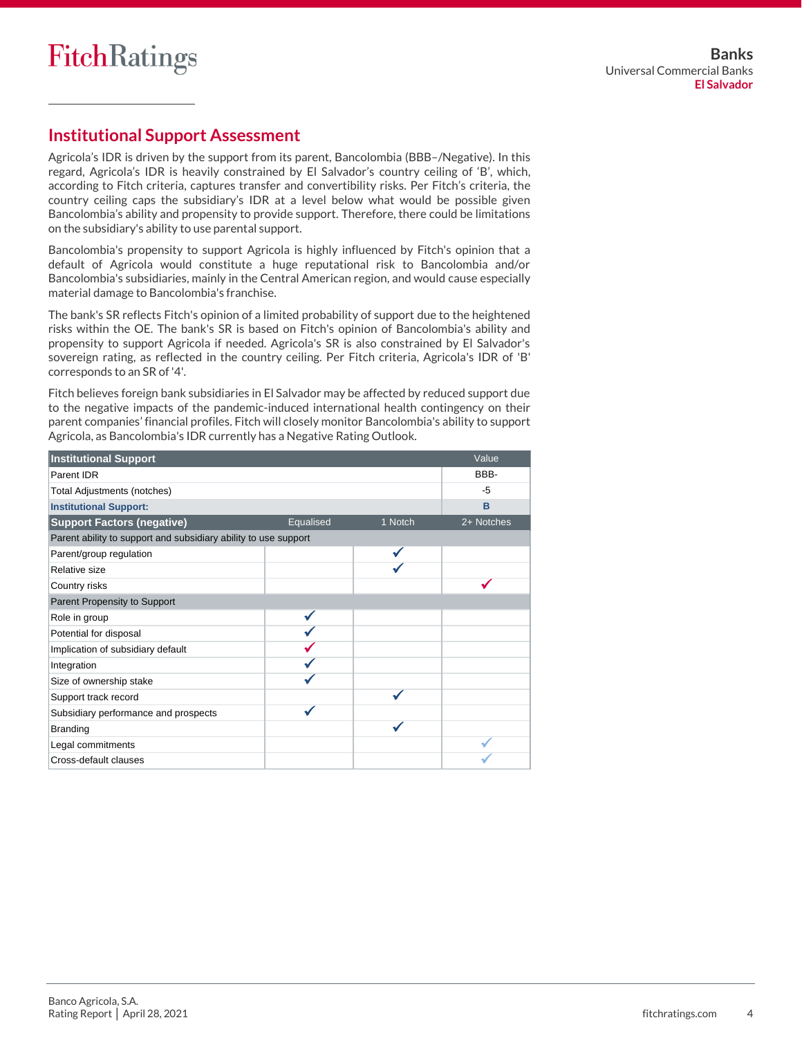## Institutional Support Assessment

Agricola's IDR is driven by the support from its parent, Bancolombia (BBB–/Negative). In this regard, Agricola's IDR is heavily constrained by El Salvador's country ceiling of 'B', which, according to Fitch criteria, captures transfer and convertibility risks. Per Fitch's criteria, the country ceiling caps the subsidiary's IDR at a level below what would be possible given Bancolombia's ability and propensity to provide support. Therefore, there could be limitations on the subsidiary's ability to use parental support.

Bancolombia's propensity to support Agricola is highly influenced by Fitch's opinion that a default of Agricola would constitute a huge reputational risk to Bancolombia and/or Bancolombia's subsidiaries, mainly in the Central American region, and would cause especially material damage to Bancolombia's franchise.

The bank's SR reflects Fitch's opinion of a limited probability of support due to the heightened risks within the OE. The bank's SR is based on Fitch's opinion of Bancolombia's ability and propensity to support Agricola if needed. Agricola's SR is also constrained by El Salvador's sovereign rating, as reflected in the country ceiling. Per Fitch criteria, Agricola's IDR of 'B' corresponds to an SR of '4'.

Fitch believes foreign bank subsidiaries in El Salvador may be affected by reduced support due to the negative impacts of the pandemic-induced international health contingency on their parent companies' financial profiles. Fitch will closely monitor Bancolombia's ability to support Agricola, as Bancolombia's IDR currently has a Negative Rating Outlook.

| Institutional Support | | | Value |
|---|---|---|---|
| Parent IDR | | | BBB- |
| Total Adjustments (notches) | | | -5 |
| **Institutional Support:** | | | **B** |
| **Support Factors (negative)** | **Equalised** | **1 Notch** | **2+ Notches** |
| Parent ability to support and subsidiary ability to use support | | | |
| Parent/group regulation | | ✓ | |
| Relative size | | ✓ | |
| Country risks | | | ✓ |
| Parent Propensity to Support | | | |
| Role in group | ✓ | | |
| Potential for disposal | ✓ | | |
| Implication of subsidiary default | ✓ | | |
| Integration | ✓ | | |
| Size of ownership stake | ✓ | | |
| Support track record | | ✓ | |
| Subsidiary performance and prospects | ✓ | | |
| Branding | | ✓ | |
| Legal commitments | | | ✓ |
| Cross-default clauses | | | ✓ |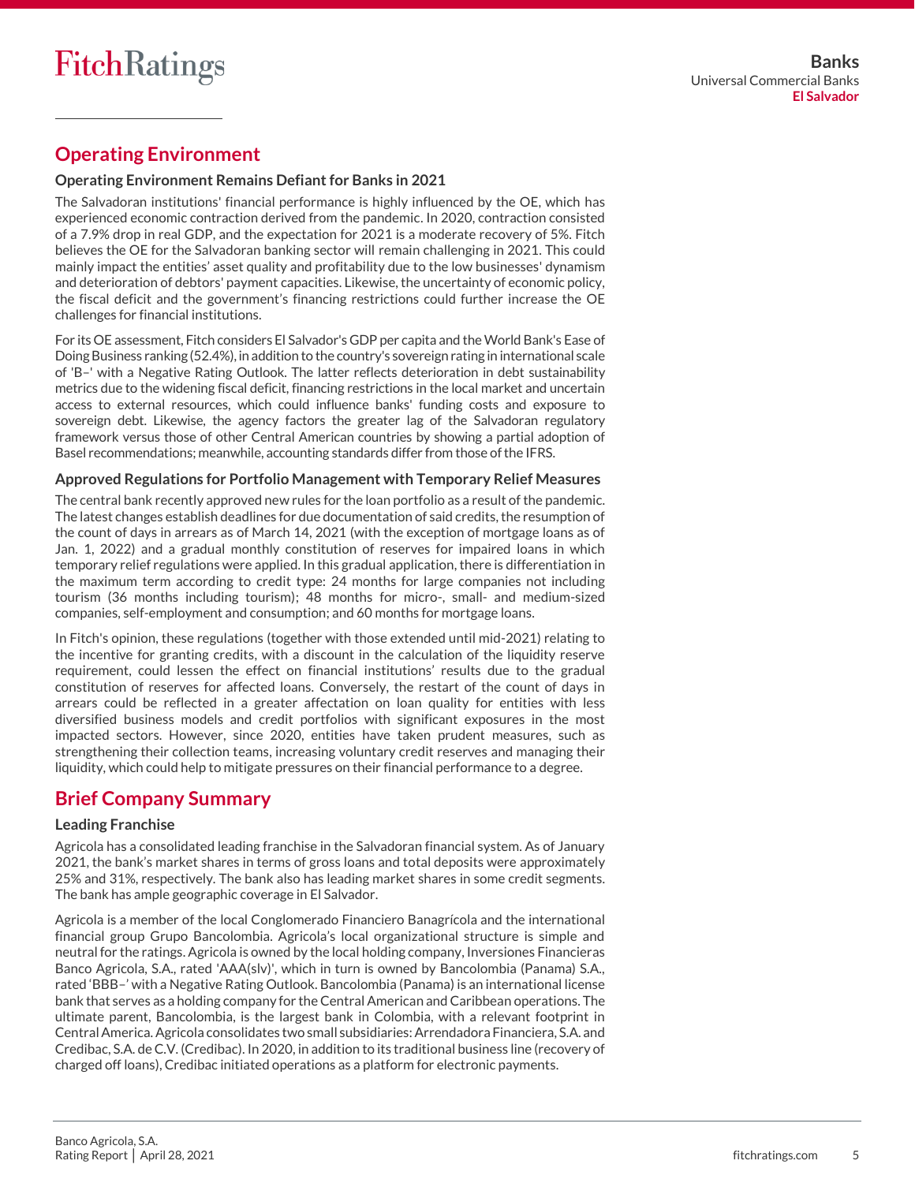## Operating Environment

### Operating Environment Remains Defiant for Banks in 2021

The Salvadoran institutions' financial performance is highly influenced by the OE, which has experienced economic contraction derived from the pandemic. In 2020, contraction consisted of a 7.9% drop in real GDP, and the expectation for 2021 is a moderate recovery of 5%. Fitch believes the OE for the Salvadoran banking sector will remain challenging in 2021. This could mainly impact the entities' asset quality and profitability due to the low businesses' dynamism and deterioration of debtors' payment capacities. Likewise, the uncertainty of economic policy, the fiscal deficit and the government's financing restrictions could further increase the OE challenges for financial institutions.

For its OE assessment, Fitch considers El Salvador's GDP per capita and the World Bank's Ease of Doing Business ranking (52.4%), in addition to the country's sovereign rating in international scale of 'B–' with a Negative Rating Outlook. The latter reflects deterioration in debt sustainability metrics due to the widening fiscal deficit, financing restrictions in the local market and uncertain access to external resources, which could influence banks' funding costs and exposure to sovereign debt. Likewise, the agency factors the greater lag of the Salvadoran regulatory framework versus those of other Central American countries by showing a partial adoption of Basel recommendations; meanwhile, accounting standards differ from those of the IFRS.

### Approved Regulations for Portfolio Management with Temporary Relief Measures

The central bank recently approved new rules for the loan portfolio as a result of the pandemic. The latest changes establish deadlines for due documentation of said credits, the resumption of the count of days in arrears as of March 14, 2021 (with the exception of mortgage loans as of Jan. 1, 2022) and a gradual monthly constitution of reserves for impaired loans in which temporary relief regulations were applied. In this gradual application, there is differentiation in the maximum term according to credit type: 24 months for large companies not including tourism (36 months including tourism); 48 months for micro-, small- and medium-sized companies, self-employment and consumption; and 60 months for mortgage loans.

In Fitch's opinion, these regulations (together with those extended until mid-2021) relating to the incentive for granting credits, with a discount in the calculation of the liquidity reserve requirement, could lessen the effect on financial institutions' results due to the gradual constitution of reserves for affected loans. Conversely, the restart of the count of days in arrears could be reflected in a greater affectation on loan quality for entities with less diversified business models and credit portfolios with significant exposures in the most impacted sectors. However, since 2020, entities have taken prudent measures, such as strengthening their collection teams, increasing voluntary credit reserves and managing their liquidity, which could help to mitigate pressures on their financial performance to a degree.

## Brief Company Summary

### Leading Franchise

Agricola has a consolidated leading franchise in the Salvadoran financial system. As of January 2021, the bank's market shares in terms of gross loans and total deposits were approximately 25% and 31%, respectively. The bank also has leading market shares in some credit segments. The bank has ample geographic coverage in El Salvador.

Agricola is a member of the local Conglomerado Financiero Banagrícola and the international financial group Grupo Bancolombia. Agricola's local organizational structure is simple and neutral for the ratings. Agricola is owned by the local holding company, Inversiones Financieras Banco Agricola, S.A., rated 'AAA(slv)', which in turn is owned by Bancolombia (Panama) S.A., rated 'BBB–' with a Negative Rating Outlook. Bancolombia (Panama) is an international license bank that serves as a holding company for the Central American and Caribbean operations. The ultimate parent, Bancolombia, is the largest bank in Colombia, with a relevant footprint in Central America. Agricola consolidates two small subsidiaries: Arrendadora Financiera, S.A. and Credibac, S.A. de C.V. (Credibac). In 2020, in addition to its traditional business line (recovery of charged off loans), Credibac initiated operations as a platform for electronic payments.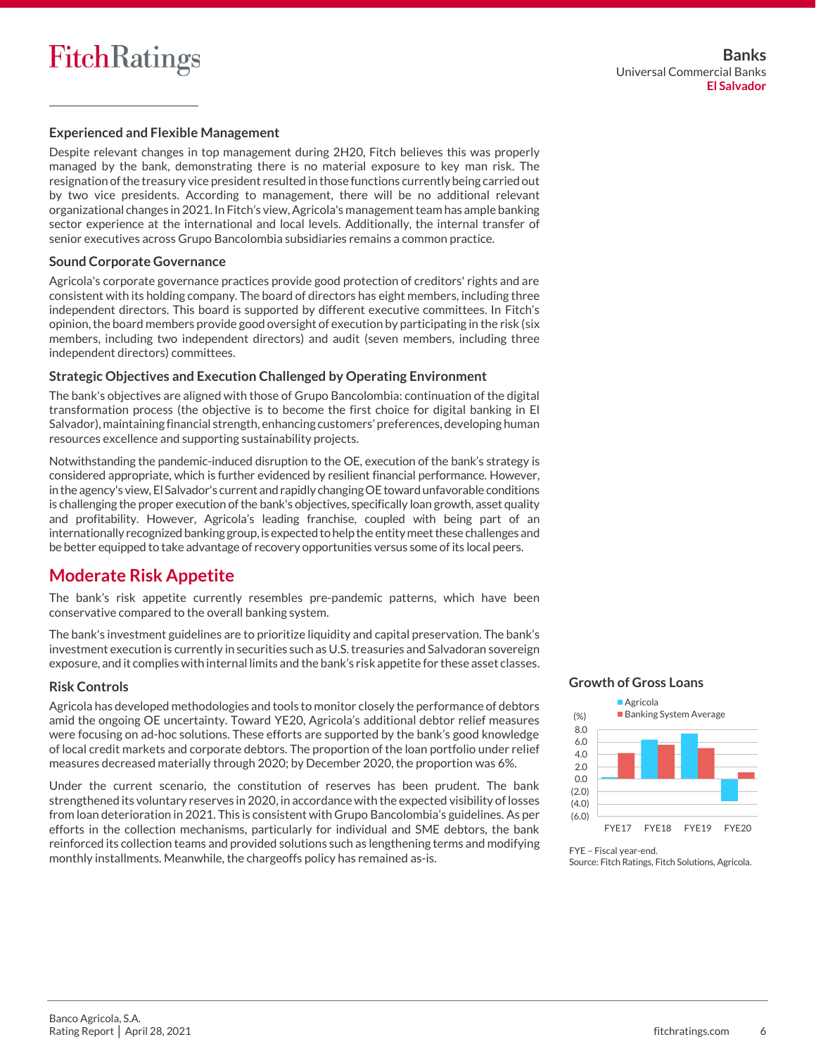### Experienced and Flexible Management

Despite relevant changes in top management during 2H20, Fitch believes this was properly managed by the bank, demonstrating there is no material exposure to key man risk. The resignation of the treasury vice president resulted in those functions currently being carried out by two vice presidents. According to management, there will be no additional relevant organizational changes in 2021. In Fitch's view, Agricola's management team has ample banking sector experience at the international and local levels. Additionally, the internal transfer of senior executives across Grupo Bancolombia subsidiaries remains a common practice.

### Sound Corporate Governance

Agricola's corporate governance practices provide good protection of creditors' rights and are consistent with its holding company. The board of directors has eight members, including three independent directors. This board is supported by different executive committees. In Fitch's opinion, the board members provide good oversight of execution by participating in the risk (six members, including two independent directors) and audit (seven members, including three independent directors) committees.

### Strategic Objectives and Execution Challenged by Operating Environment

The bank's objectives are aligned with those of Grupo Bancolombia: continuation of the digital transformation process (the objective is to become the first choice for digital banking in El Salvador), maintaining financial strength, enhancing customers' preferences, developing human resources excellence and supporting sustainability projects.

Notwithstanding the pandemic-induced disruption to the OE, execution of the bank's strategy is considered appropriate, which is further evidenced by resilient financial performance. However, in the agency's view, El Salvador's current and rapidly changing OE toward unfavorable conditions is challenging the proper execution of the bank's objectives, specifically loan growth, asset quality and profitability. However, Agricola's leading franchise, coupled with being part of an internationally recognized banking group, is expected to help the entity meet these challenges and be better equipped to take advantage of recovery opportunities versus some of its local peers.

## Moderate Risk Appetite

The bank's risk appetite currently resembles pre-pandemic patterns, which have been conservative compared to the overall banking system.

The bank's investment guidelines are to prioritize liquidity and capital preservation. The bank's investment execution is currently in securities such as U.S. treasuries and Salvadoran sovereign exposure, and it complies with internal limits and the bank's risk appetite for these asset classes.

### Risk Controls

Agricola has developed methodologies and tools to monitor closely the performance of debtors amid the ongoing OE uncertainty. Toward YE20, Agricola's additional debtor relief measures were focusing on ad-hoc solutions. These efforts are supported by the bank's good knowledge of local credit markets and corporate debtors. The proportion of the loan portfolio under relief measures decreased materially through 2020; by December 2020, the proportion was 6%.

Under the current scenario, the constitution of reserves has been prudent. The bank strengthened its voluntary reserves in 2020, in accordance with the expected visibility of losses from loan deterioration in 2021. This is consistent with Grupo Bancolombia's guidelines. As per efforts in the collection mechanisms, particularly for individual and SME debtors, the bank reinforced its collection teams and provided solutions such as lengthening terms and modifying monthly installments. Meanwhile, the chargeoffs policy has remained as-is.

**Growth of Gross Loans**

FYE – Fiscal year-end.
Source: Fitch Ratings, Fitch Solutions, Agricola.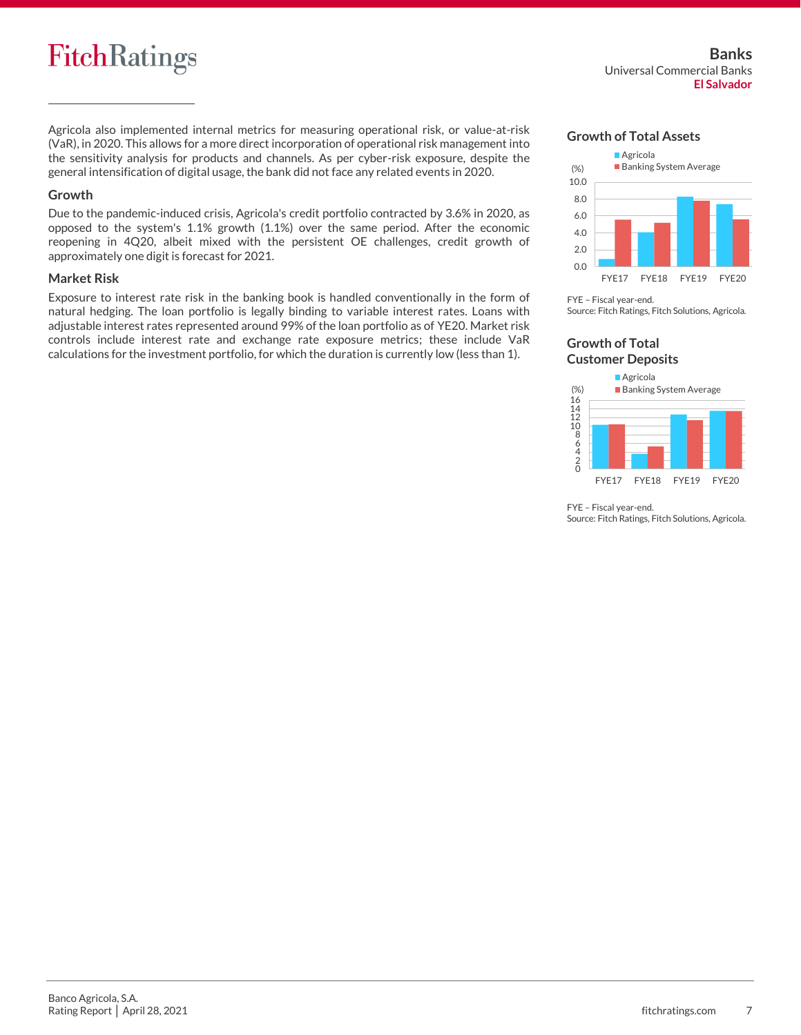Agricola also implemented internal metrics for measuring operational risk, or value-at-risk (VaR), in 2020. This allows for a more direct incorporation of operational risk management into the sensitivity analysis for products and channels. As per cyber-risk exposure, despite the general intensification of digital usage, the bank did not face any related events in 2020.

### Growth

Due to the pandemic-induced crisis, Agricola's credit portfolio contracted by 3.6% in 2020, as opposed to the system's 1.1% growth (1.1%) over the same period. After the economic reopening in 4Q20, albeit mixed with the persistent OE challenges, credit growth of approximately one digit is forecast for 2021.

### Market Risk

Exposure to interest rate risk in the banking book is handled conventionally in the form of natural hedging. The loan portfolio is legally binding to variable interest rates. Loans with adjustable interest rates represented around 99% of the loan portfolio as of YE20. Market risk controls include interest rate and exchange rate exposure metrics; these include VaR calculations for the investment portfolio, for which the duration is currently low (less than 1).

### Growth of Total Assets

FYE – Fiscal year-end.
Source: Fitch Ratings, Fitch Solutions, Agricola.

### Growth of Total Customer Deposits

FYE – Fiscal year-end.
Source: Fitch Ratings, Fitch Solutions, Agricola.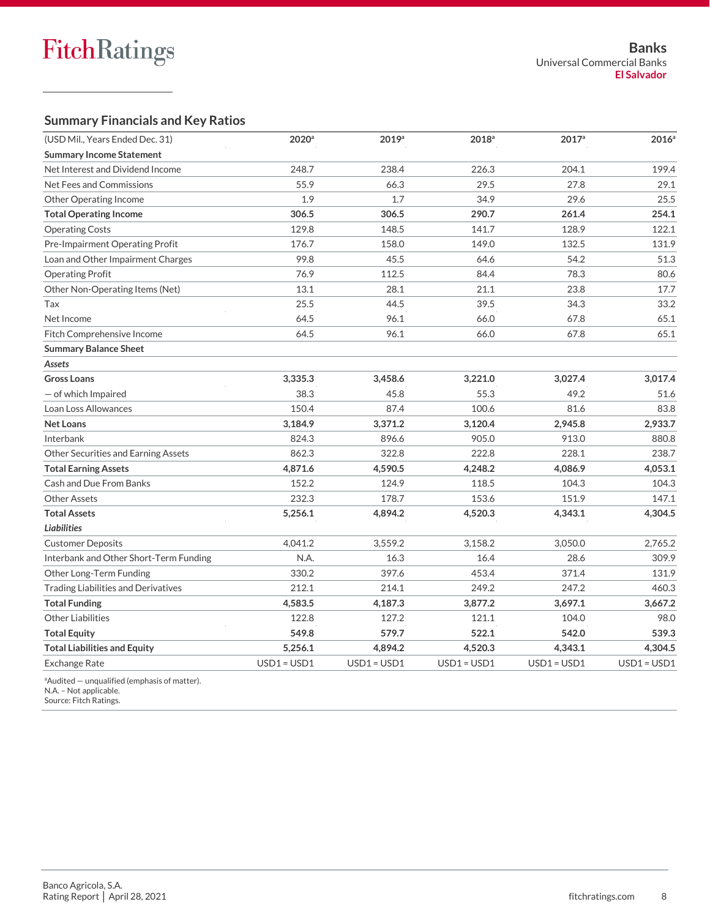## Summary Financials and Key Ratios

| (USD Mil., Years Ended Dec. 31) | 2020[a] | 2019[a] | 2018[a] | 2017[a] | 2016[a] |
|---|---|---|---|---|---|
| **Summary Income Statement** | | | | | |
| Net Interest and Dividend Income | 248.7 | 238.4 | 226.3 | 204.1 | 199.4 |
| Net Fees and Commissions | 55.9 | 66.3 | 29.5 | 27.8 | 29.1 |
| Other Operating Income | 1.9 | 1.7 | 34.9 | 29.6 | 25.5 |
| **Total Operating Income** | **306.5** | **306.5** | **290.7** | **261.4** | **254.1** |
| Operating Costs | 129.8 | 148.5 | 141.7 | 128.9 | 122.1 |
| Pre-Impairment Operating Profit | 176.7 | 158.0 | 149.0 | 132.5 | 131.9 |
| Loan and Other Impairment Charges | 99.8 | 45.5 | 64.6 | 54.2 | 51.3 |
| Operating Profit | 76.9 | 112.5 | 84.4 | 78.3 | 80.6 |
| Other Non-Operating Items (Net) | 13.1 | 28.1 | 21.1 | 23.8 | 17.7 |
| Tax | 25.5 | 44.5 | 39.5 | 34.3 | 33.2 |
| Net Income | 64.5 | 96.1 | 66.0 | 67.8 | 65.1 |
| Fitch Comprehensive Income | 64.5 | 96.1 | 66.0 | 67.8 | 65.1 |
| **Summary Balance Sheet** | | | | | |
| ***Assets*** | | | | | |
| **Gross Loans** | **3,335.3** | **3,458.6** | **3,221.0** | **3,027.4** | **3,017.4** |
| — of which Impaired | 38.3 | 45.8 | 55.3 | 49.2 | 51.6 |
| Loan Loss Allowances | 150.4 | 87.4 | 100.6 | 81.6 | 83.8 |
| **Net Loans** | **3,184.9** | **3,371.2** | **3,120.4** | **2,945.8** | **2,933.7** |
| Interbank | 824.3 | 896.6 | 905.0 | 913.0 | 880.8 |
| Other Securities and Earning Assets | 862.3 | 322.8 | 222.8 | 228.1 | 238.7 |
| **Total Earning Assets** | **4,871.6** | **4,590.5** | **4,248.2** | **4,086.9** | **4,053.1** |
| Cash and Due From Banks | 152.2 | 124.9 | 118.5 | 104.3 | 104.3 |
| Other Assets | 232.3 | 178.7 | 153.6 | 151.9 | 147.1 |
| **Total Assets** | **5,256.1** | **4,894.2** | **4,520.3** | **4,343.1** | **4,304.5** |
| ***Liabilities*** | | | | | |
| Customer Deposits | 4,041.2 | 3,559.2 | 3,158.2 | 3,050.0 | 2,765.2 |
| Interbank and Other Short-Term Funding | N.A. | 16.3 | 16.4 | 28.6 | 309.9 |
| Other Long-Term Funding | 330.2 | 397.6 | 453.4 | 371.4 | 131.9 |
| Trading Liabilities and Derivatives | 212.1 | 214.1 | 249.2 | 247.2 | 460.3 |
| **Total Funding** | **4,583.5** | **4,187.3** | **3,877.2** | **3,697.1** | **3,667.2** |
| Other Liabilities | 122.8 | 127.2 | 121.1 | 104.0 | 98.0 |
| **Total Equity** | **549.8** | **579.7** | **522.1** | **542.0** | **539.3** |
| **Total Liabilities and Equity** | **5,256.1** | **4,894.2** | **4,520.3** | **4,343.1** | **4,304.5** |
| Exchange Rate | USD1 = USD1 | USD1 = USD1 | USD1 = USD1 | USD1 = USD1 | USD1 = USD1 |

[a]Audited — unqualified (emphasis of matter).
N.A. – Not applicable.
Source: Fitch Ratings.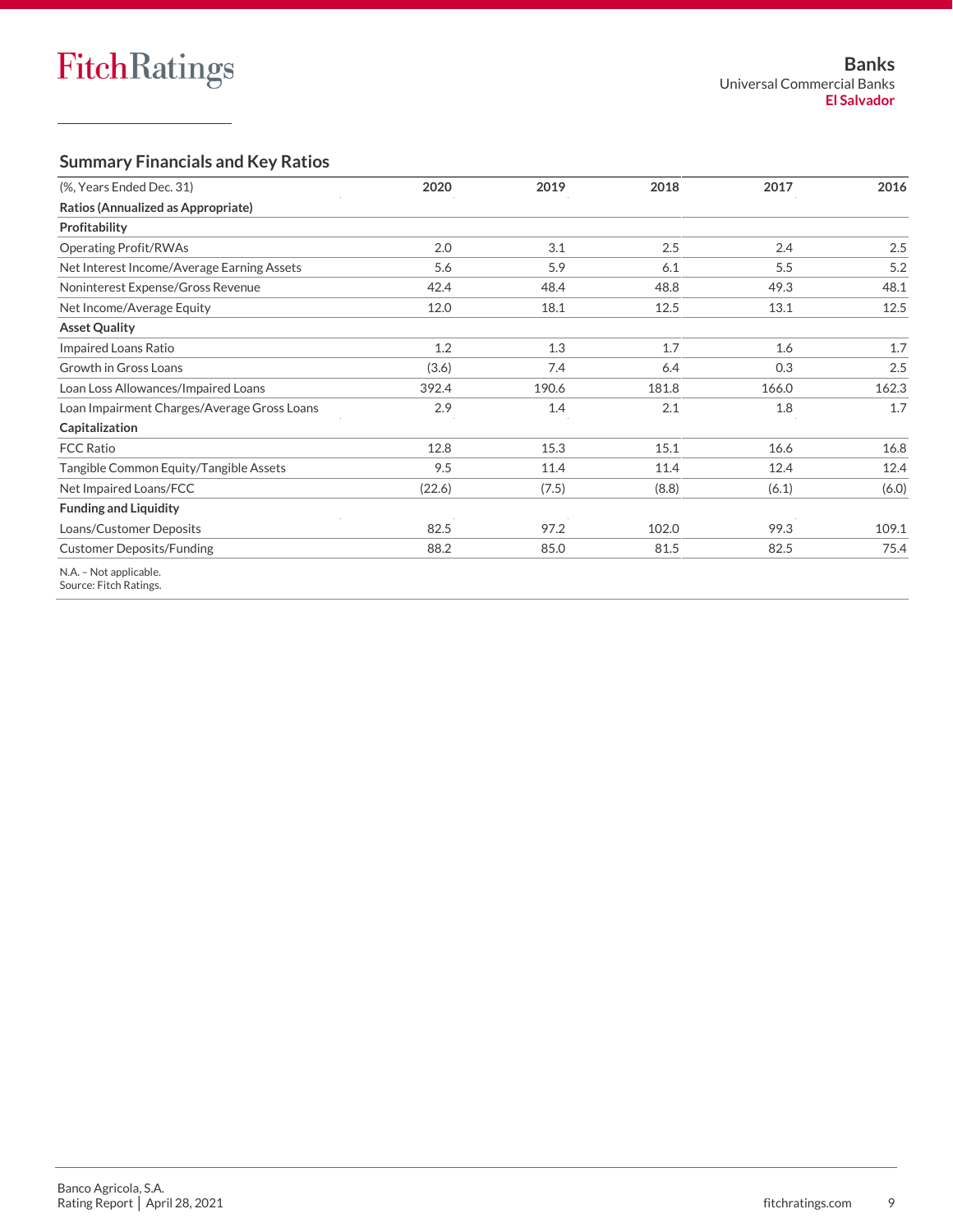## Summary Financials and Key Ratios

| (%, Years Ended Dec. 31) | 2020 | 2019 | 2018 | 2017 | 2016 |
|---|---|---|---|---|---|
| **Ratios (Annualized as Appropriate)** | | | | | |
| **Profitability** | | | | | |
| Operating Profit/RWAs | 2.0 | 3.1 | 2.5 | 2.4 | 2.5 |
| Net Interest Income/Average Earning Assets | 5.6 | 5.9 | 6.1 | 5.5 | 5.2 |
| Noninterest Expense/Gross Revenue | 42.4 | 48.4 | 48.8 | 49.3 | 48.1 |
| Net Income/Average Equity | 12.0 | 18.1 | 12.5 | 13.1 | 12.5 |
| **Asset Quality** | | | | | |
| Impaired Loans Ratio | 1.2 | 1.3 | 1.7 | 1.6 | 1.7 |
| Growth in Gross Loans | (3.6) | 7.4 | 6.4 | 0.3 | 2.5 |
| Loan Loss Allowances/Impaired Loans | 392.4 | 190.6 | 181.8 | 166.0 | 162.3 |
| Loan Impairment Charges/Average Gross Loans | 2.9 | 1.4 | 2.1 | 1.8 | 1.7 |
| **Capitalization** | | | | | |
| FCC Ratio | 12.8 | 15.3 | 15.1 | 16.6 | 16.8 |
| Tangible Common Equity/Tangible Assets | 9.5 | 11.4 | 11.4 | 12.4 | 12.4 |
| Net Impaired Loans/FCC | (22.6) | (7.5) | (8.8) | (6.1) | (6.0) |
| **Funding and Liquidity** | | | | | |
| Loans/Customer Deposits | 82.5 | 97.2 | 102.0 | 99.3 | 109.1 |
| Customer Deposits/Funding | 88.2 | 85.0 | 81.5 | 82.5 | 75.4 |

N.A. – Not applicable.
Source: Fitch Ratings.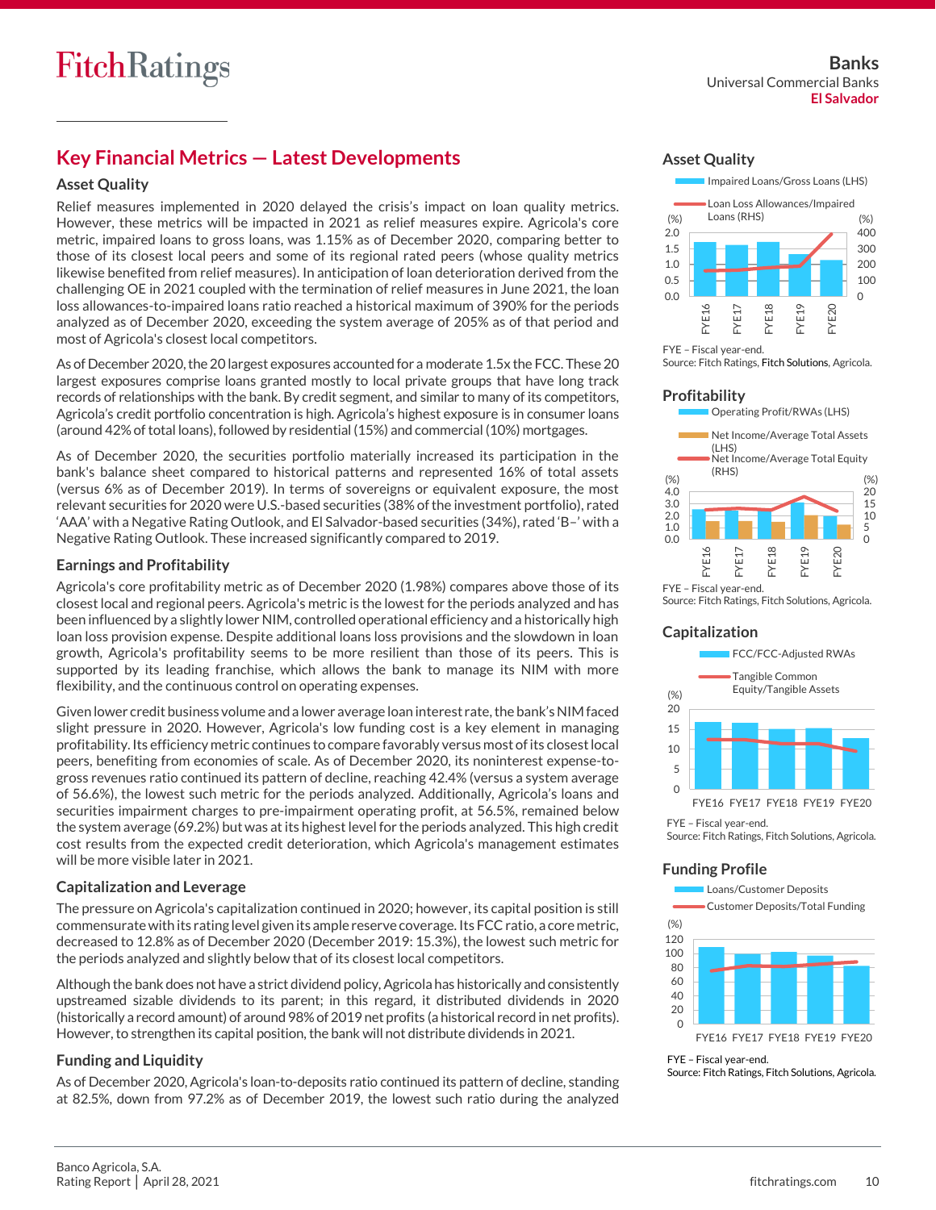## Key Financial Metrics — Latest Developments

### Asset Quality

Relief measures implemented in 2020 delayed the crisis's impact on loan quality metrics. However, these metrics will be impacted in 2021 as relief measures expire. Agricola's core metric, impaired loans to gross loans, was 1.15% as of December 2020, comparing better to those of its closest local peers and some of its regional rated peers (whose quality metrics likewise benefited from relief measures). In anticipation of loan deterioration derived from the challenging OE in 2021 coupled with the termination of relief measures in June 2021, the loan loss allowances-to-impaired loans ratio reached a historical maximum of 390% for the periods analyzed as of December 2020, exceeding the system average of 205% as of that period and most of Agricola's closest local competitors.

As of December 2020, the 20 largest exposures accounted for a moderate 1.5x the FCC. These 20 largest exposures comprise loans granted mostly to local private groups that have long track records of relationships with the bank. By credit segment, and similar to many of its competitors, Agricola's credit portfolio concentration is high. Agricola's highest exposure is in consumer loans (around 42% of total loans), followed by residential (15%) and commercial (10%) mortgages.

As of December 2020, the securities portfolio materially increased its participation in the bank's balance sheet compared to historical patterns and represented 16% of total assets (versus 6% as of December 2019). In terms of sovereigns or equivalent exposure, the most relevant securities for 2020 were U.S.-based securities (38% of the investment portfolio), rated 'AAA' with a Negative Rating Outlook, and El Salvador-based securities (34%), rated 'B–' with a Negative Rating Outlook. These increased significantly compared to 2019.

### Earnings and Profitability

Agricola's core profitability metric as of December 2020 (1.98%) compares above those of its closest local and regional peers. Agricola's metric is the lowest for the periods analyzed and has been influenced by a slightly lower NIM, controlled operational efficiency and a historically high loan loss provision expense. Despite additional loans loss provisions and the slowdown in loan growth, Agricola's profitability seems to be more resilient than those of its peers. This is supported by its leading franchise, which allows the bank to manage its NIM with more flexibility, and the continuous control on operating expenses.

Given lower credit business volume and a lower average loan interest rate, the bank's NIM faced slight pressure in 2020. However, Agricola's low funding cost is a key element in managing profitability. Its efficiency metric continues to compare favorably versus most of its closest local peers, benefiting from economies of scale. As of December 2020, its noninterest expense-to-gross revenues ratio continued its pattern of decline, reaching 42.4% (versus a system average of 56.6%), the lowest such metric for the periods analyzed. Additionally, Agricola's loans and securities impairment charges to pre-impairment operating profit, at 56.5%, remained below the system average (69.2%) but was at its highest level for the periods analyzed. This high credit cost results from the expected credit deterioration, which Agricola's management estimates will be more visible later in 2021.

### Capitalization and Leverage

The pressure on Agricola's capitalization continued in 2020; however, its capital position is still commensurate with its rating level given its ample reserve coverage. Its FCC ratio, a core metric, decreased to 12.8% as of December 2020 (December 2019: 15.3%), the lowest such metric for the periods analyzed and slightly below that of its closest local competitors.

Although the bank does not have a strict dividend policy, Agricola has historically and consistently upstreamed sizable dividends to its parent; in this regard, it distributed dividends in 2020 (historically a record amount) of around 98% of 2019 net profits (a historical record in net profits). However, to strengthen its capital position, the bank will not distribute dividends in 2021.

### Funding and Liquidity

As of December 2020, Agricola's loan-to-deposits ratio continued its pattern of decline, standing at 82.5%, down from 97.2% as of December 2019, the lowest such ratio during the analyzed

### Asset Quality

Impaired Loans/Gross Loans (LHS); Loan Loss Allowances/Impaired Loans (RHS)

FYE – Fiscal year-end.
Source: Fitch Ratings, Fitch Solutions, Agricola.

### Profitability

Operating Profit/RWAs (LHS); Net Income/Average Total Assets (LHS); Net Income/Average Total Equity (RHS)

FYE – Fiscal year-end.
Source: Fitch Ratings, Fitch Solutions, Agricola.

### Capitalization

FCC/FCC-Adjusted RWAs; Tangible Common Equity/Tangible Assets

FYE – Fiscal year-end.
Source: Fitch Ratings, Fitch Solutions, Agricola.

### Funding Profile

Loans/Customer Deposits; Customer Deposits/Total Funding

FYE – Fiscal year-end.
Source: Fitch Ratings, Fitch Solutions, Agricola.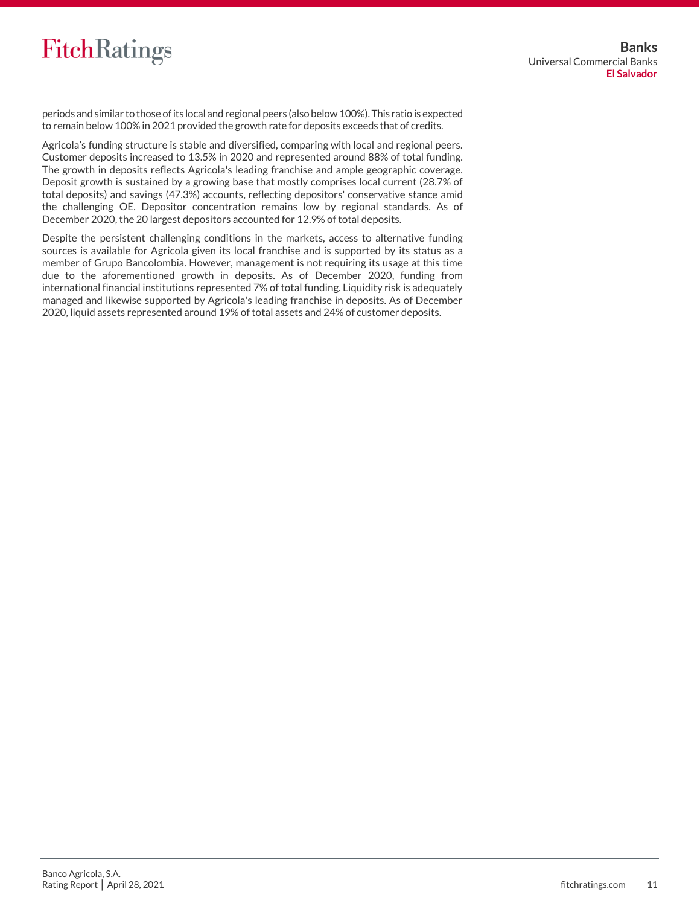periods and similar to those of its local and regional peers (also below 100%). This ratio is expected to remain below 100% in 2021 provided the growth rate for deposits exceeds that of credits.

Agricola's funding structure is stable and diversified, comparing with local and regional peers. Customer deposits increased to 13.5% in 2020 and represented around 88% of total funding. The growth in deposits reflects Agricola's leading franchise and ample geographic coverage. Deposit growth is sustained by a growing base that mostly comprises local current (28.7% of total deposits) and savings (47.3%) accounts, reflecting depositors' conservative stance amid the challenging OE. Depositor concentration remains low by regional standards. As of December 2020, the 20 largest depositors accounted for 12.9% of total deposits.

Despite the persistent challenging conditions in the markets, access to alternative funding sources is available for Agricola given its local franchise and is supported by its status as a member of Grupo Bancolombia. However, management is not requiring its usage at this time due to the aforementioned growth in deposits. As of December 2020, funding from international financial institutions represented 7% of total funding. Liquidity risk is adequately managed and likewise supported by Agricola's leading franchise in deposits. As of December 2020, liquid assets represented around 19% of total assets and 24% of customer deposits.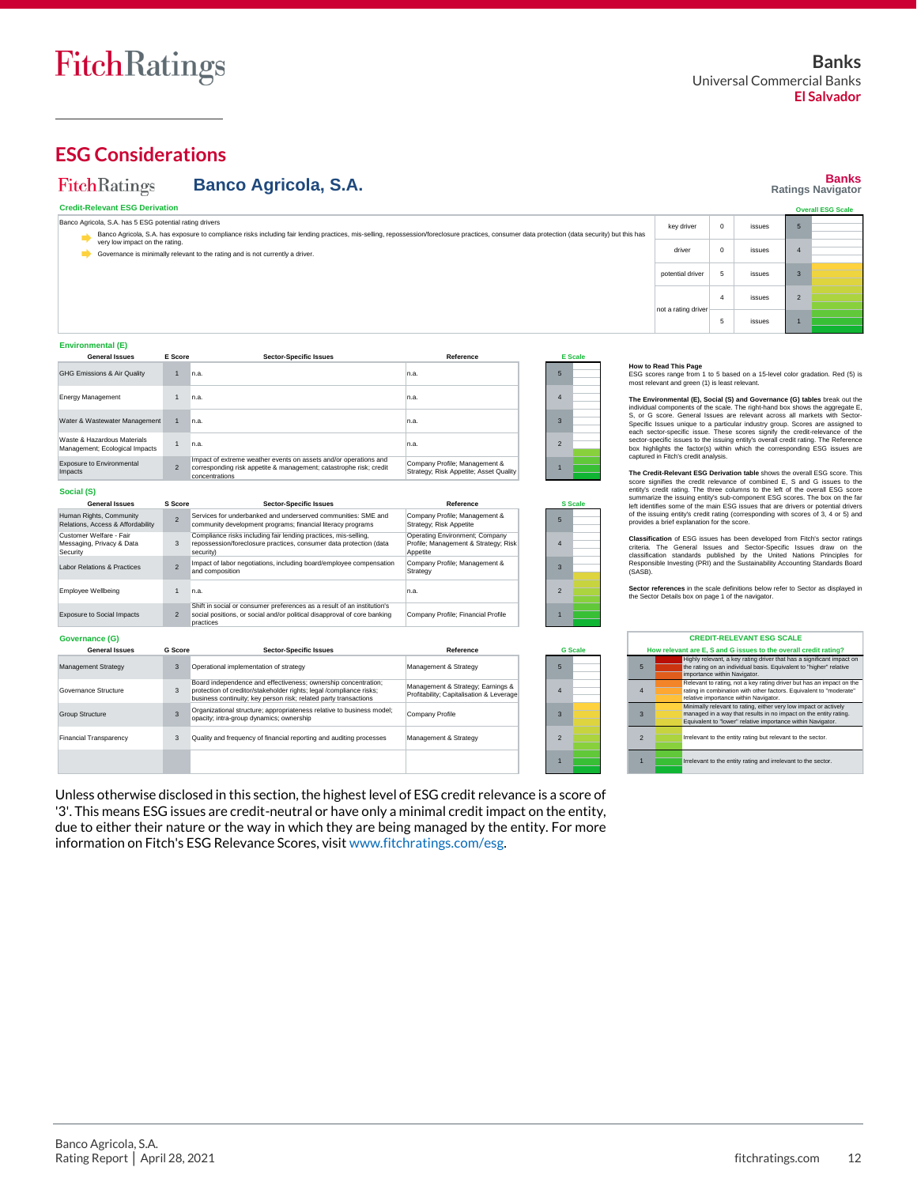## ESG Considerations

**Banco Agricola, S.A.** — Banks, Ratings Navigator

### Credit-Relevant ESG Derivation

Banco Agricola, S.A. has 5 ESG potential rating drivers

- Banco Agricola, S.A. has exposure to compliance risks including fair lending practices, mis-selling, repossession/foreclosure practices, consumer data protection (data security) but this has very low impact on the rating.
- Governance is minimally relevant to the rating and is not currently a driver.

| | | | Overall ESG Scale |
|---|---|---|---|
| key driver | 0 | issues | 5 |
| driver | 0 | issues | 4 |
| potential driver | 5 | issues | 3 |
| not a rating driver | 4 | issues | 2 |
| | 5 | issues | 1 |

### Environmental (E)

| General Issues | E Score | Sector-Specific Issues | Reference |
|---|---|---|---|
| GHG Emissions & Air Quality | 1 | n.a. | n.a. |
| Energy Management | 1 | n.a. | n.a. |
| Water & Wastewater Management | 1 | n.a. | n.a. |
| Waste & Hazardous Materials Management; Ecological Impacts | 1 | n.a. | n.a. |
| Exposure to Environmental Impacts | 2 | Impact of extreme weather events on assets and/or operations and corresponding risk appetite & management; catastrophe risk; credit concentrations | Company Profile; Management & Strategy; Risk Appetite; Asset Quality |

### Social (S)

| General Issues | S Score | Sector-Specific Issues | Reference |
|---|---|---|---|
| Human Rights, Community Relations, Access & Affordability | 2 | Services for underbanked and underserved communities: SME and community development programs; financial literacy programs | Company Profile; Management & Strategy; Risk Appetite |
| Customer Welfare - Fair Messaging, Privacy & Data Security | 3 | Compliance risks including fair lending practices, mis-selling, repossession/foreclosure practices, consumer data protection (data security) | Operating Environment; Company Profile; Management & Strategy; Risk Appetite |
| Labor Relations & Practices | 2 | Impact of labor negotiations, including board/employee compensation and composition | Company Profile; Management & Strategy |
| Employee Wellbeing | 1 | n.a. | n.a. |
| Exposure to Social Impacts | 2 | Shift in social or consumer preferences as a result of an institution's social positions, or social and/or political disapproval of core banking practices | Company Profile; Financial Profile |

### Governance (G)

| General Issues | G Score | Sector-Specific Issues | Reference |
|---|---|---|---|
| Management Strategy | 3 | Operational implementation of strategy | Management & Strategy |
| Governance Structure | 3 | Board independence and effectiveness; ownership concentration; protection of creditor/stakeholder rights; legal /compliance risks; business continuity; key person risk; related party transactions | Management & Strategy; Earnings & Profitability; Capitalisation & Leverage |
| Group Structure | 3 | Organizational structure; appropriateness relative to business model; opacity; intra-group dynamics; ownership | Company Profile |
| Financial Transparency | 3 | Quality and frequency of financial reporting and auditing processes | Management & Strategy |

**How to Read This Page**
ESG scores range from 1 to 5 based on a 15-level color gradation. Red (5) is most relevant and green (1) is least relevant.

**The Environmental (E), Social (S) and Governance (G) tables** break out the individual components of the scale. The right-hand box shows the aggregate E, S, or G score. General Issues are relevant across all markets with Sector-Specific Issues unique to a particular industry group. Scores are assigned to each sector-specific issue. These scores signify the credit-relevance of the sector-specific issues to the issuing entity's overall credit rating. The Reference box highlights the factor(s) within which the corresponding ESG issues are captured in Fitch's credit analysis.

**The Credit-Relevant ESG Derivation table** shows the overall ESG score. This score signifies the credit relevance of combined E, S and G issues to the entity's credit rating. The three columns to the left of the overall ESG score summarize the issuing entity's sub-component ESG scores. The box on the far left identifies some of the main ESG issues that are drivers or potential drivers of the issuing entity's credit rating (corresponding with scores of 3, 4 or 5) and provides a brief explanation for the score.

**Classification** of ESG issues has been developed from Fitch's sector ratings criteria. The General Issues and Sector-Specific Issues draw on the classification standards published by the United Nations Principles for Responsible Investing (PRI) and the Sustainability Accounting Standards Board (SASB).

**Sector references** in the scale definitions below refer to Sector as displayed in the Sector Details box on page 1 of the navigator.

**CREDIT-RELEVANT ESG SCALE**

How relevant are E, S and G issues to the overall credit rating?

| Score | Description |
|---|---|
| 5 | Highly relevant, a key rating driver that has a significant impact on the rating on an individual basis. Equivalent to "higher" relative importance within Navigator. |
| 4 | Relevant to rating, not a key rating driver but has an impact on the rating in combination with other factors. Equivalent to "moderate" relative importance within Navigator. |
| 3 | Minimally relevant to rating, either very low impact or actively managed in a way that results in no impact on the entity rating. Equivalent to "lower" relative importance within Navigator. |
| 2 | Irrelevant to the entity rating but relevant to the sector. |
| 1 | Irrelevant to the entity rating and irrelevant to the sector. |

Unless otherwise disclosed in this section, the highest level of ESG credit relevance is a score of '3'. This means ESG issues are credit-neutral or have only a minimal credit impact on the entity, due to either their nature or the way in which they are being managed by the entity. For more information on Fitch's ESG Relevance Scores, visit www.fitchratings.com/esg.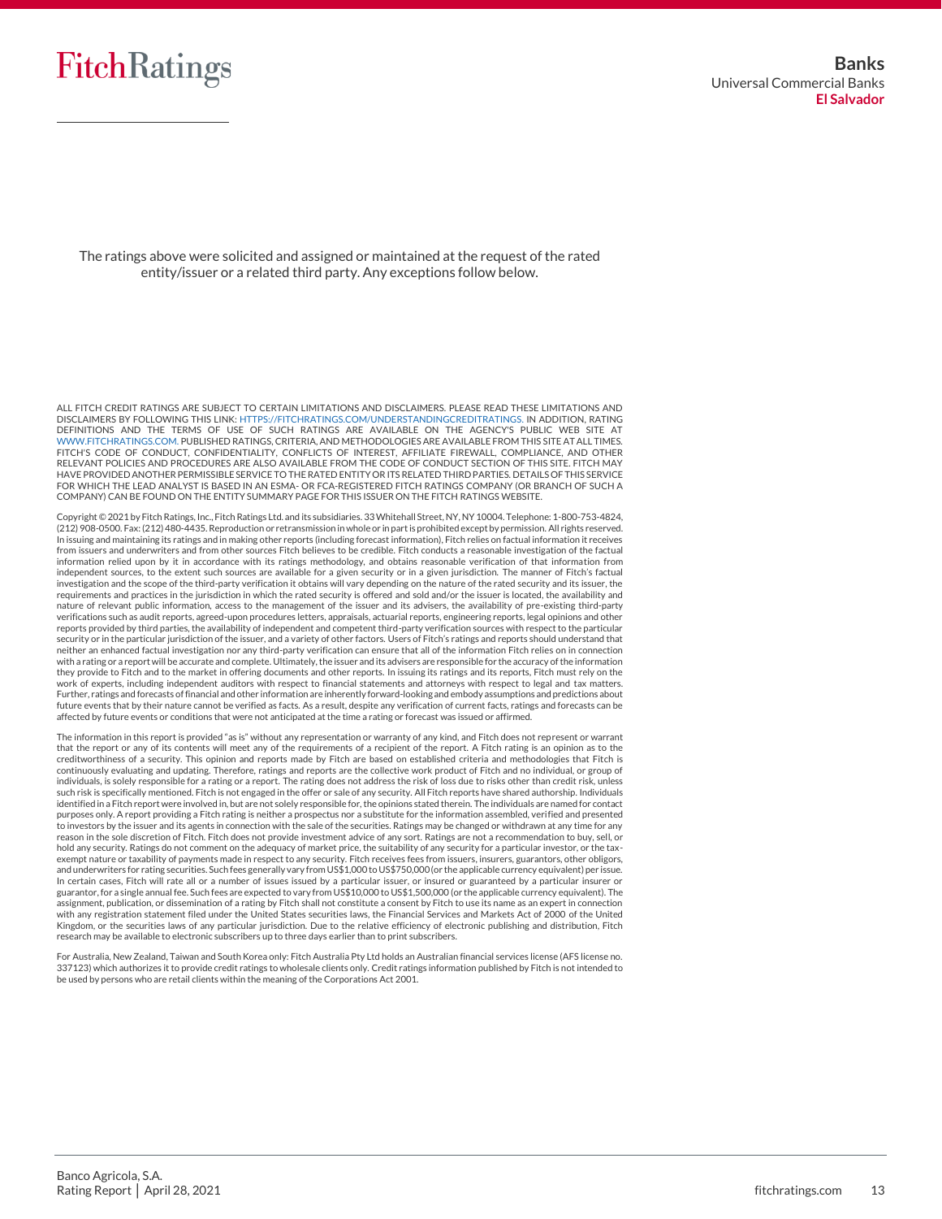The ratings above were solicited and assigned or maintained at the request of the rated entity/issuer or a related third party. Any exceptions follow below.

ALL FITCH CREDIT RATINGS ARE SUBJECT TO CERTAIN LIMITATIONS AND DISCLAIMERS. PLEASE READ THESE LIMITATIONS AND DISCLAIMERS BY FOLLOWING THIS LINK: HTTPS://FITCHRATINGS.COM/UNDERSTANDINGCREDITRATINGS. IN ADDITION, RATING DEFINITIONS AND THE TERMS OF USE OF SUCH RATINGS ARE AVAILABLE ON THE AGENCY'S PUBLIC WEB SITE AT WWW.FITCHRATINGS.COM. PUBLISHED RATINGS, CRITERIA, AND METHODOLOGIES ARE AVAILABLE FROM THIS SITE AT ALL TIMES. FITCH'S CODE OF CONDUCT, CONFIDENTIALITY, CONFLICTS OF INTEREST, AFFILIATE FIREWALL, COMPLIANCE, AND OTHER RELEVANT POLICIES AND PROCEDURES ARE ALSO AVAILABLE FROM THE CODE OF CONDUCT SECTION OF THIS SITE. FITCH MAY HAVE PROVIDED ANOTHER PERMISSIBLE SERVICE TO THE RATED ENTITY OR ITS RELATED THIRD PARTIES. DETAILS OF THIS SERVICE FOR WHICH THE LEAD ANALYST IS BASED IN AN ESMA- OR FCA-REGISTERED FITCH RATINGS COMPANY (OR BRANCH OF SUCH A COMPANY) CAN BE FOUND ON THE ENTITY SUMMARY PAGE FOR THIS ISSUER ON THE FITCH RATINGS WEBSITE.

Copyright © 2021 by Fitch Ratings, Inc., Fitch Ratings Ltd. and its subsidiaries. 33 Whitehall Street, NY, NY 10004. Telephone: 1-800-753-4824, (212) 908-0500. Fax: (212) 480-4435. Reproduction or retransmission in whole or in part is prohibited except by permission. All rights reserved. In issuing and maintaining its ratings and in making other reports (including forecast information), Fitch relies on factual information it receives from issuers and underwriters and from other sources Fitch believes to be credible. Fitch conducts a reasonable investigation of the factual information relied upon by it in accordance with its ratings methodology, and obtains reasonable verification of that information from independent sources, to the extent such sources are available for a given security or in a given jurisdiction. The manner of Fitch's factual investigation and the scope of the third-party verification it obtains will vary depending on the nature of the rated security and its issuer, the requirements and practices in the jurisdiction in which the rated security is offered and sold and/or the issuer is located, the availability and nature of relevant public information, access to the management of the issuer and its advisers, the availability of pre-existing third-party verifications such as audit reports, agreed-upon procedures letters, appraisals, actuarial reports, engineering reports, legal opinions and other reports provided by third parties, the availability of independent and competent third-party verification sources with respect to the particular security or in the particular jurisdiction of the issuer, and a variety of other factors. Users of Fitch's ratings and reports should understand that neither an enhanced factual investigation nor any third-party verification can ensure that all of the information Fitch relies on in connection with a rating or a report will be accurate and complete. Ultimately, the issuer and its advisers are responsible for the accuracy of the information they provide to Fitch and to the market in offering documents and other reports. In issuing its ratings and its reports, Fitch must rely on the work of experts, including independent auditors with respect to financial statements and attorneys with respect to legal and tax matters. Further, ratings and forecasts of financial and other information are inherently forward-looking and embody assumptions and predictions about future events that by their nature cannot be verified as facts. As a result, despite any verification of current facts, ratings and forecasts can be affected by future events or conditions that were not anticipated at the time a rating or forecast was issued or affirmed.

The information in this report is provided "as is" without any representation or warranty of any kind, and Fitch does not represent or warrant that the report or any of its contents will meet any of the requirements of a recipient of the report. A Fitch rating is an opinion as to the creditworthiness of a security. This opinion and reports made by Fitch are based on established criteria and methodologies that Fitch is continuously evaluating and updating. Therefore, ratings and reports are the collective work product of Fitch and no individual, or group of individuals, is solely responsible for a rating or a report. The rating does not address the risk of loss due to risks other than credit risk, unless such risk is specifically mentioned. Fitch is not engaged in the offer or sale of any security. All Fitch reports have shared authorship. Individuals identified in a Fitch report were involved in, but are not solely responsible for, the opinions stated therein. The individuals are named for contact purposes only. A report providing a Fitch rating is neither a prospectus nor a substitute for the information assembled, verified and presented to investors by the issuer and its agents in connection with the sale of the securities. Ratings may be changed or withdrawn at any time for any reason in the sole discretion of Fitch. Fitch does not provide investment advice of any sort. Ratings are not a recommendation to buy, sell, or hold any security. Ratings do not comment on the adequacy of market price, the suitability of any security for a particular investor, or the tax-exempt nature or taxability of payments made in respect to any security. Fitch receives fees from issuers, insurers, guarantors, other obligors, and underwriters for rating securities. Such fees generally vary from US$1,000 to US$750,000 (or the applicable currency equivalent) per issue. In certain cases, Fitch will rate all or a number of issues issued by a particular issuer, or insured or guaranteed by a particular insurer or guarantor, for a single annual fee. Such fees are expected to vary from US$10,000 to US$1,500,000 (or the applicable currency equivalent). The assignment, publication, or dissemination of a rating by Fitch shall not constitute a consent by Fitch to use its name as an expert in connection with any registration statement filed under the United States securities laws, the Financial Services and Markets Act of 2000 of the United Kingdom, or the securities laws of any particular jurisdiction. Due to the relative efficiency of electronic publishing and distribution, Fitch research may be available to electronic subscribers up to three days earlier than to print subscribers.

For Australia, New Zealand, Taiwan and South Korea only: Fitch Australia Pty Ltd holds an Australian financial services license (AFS license no. 337123) which authorizes it to provide credit ratings to wholesale clients only. Credit ratings information published by Fitch is not intended to be used by persons who are retail clients within the meaning of the Corporations Act 2001.